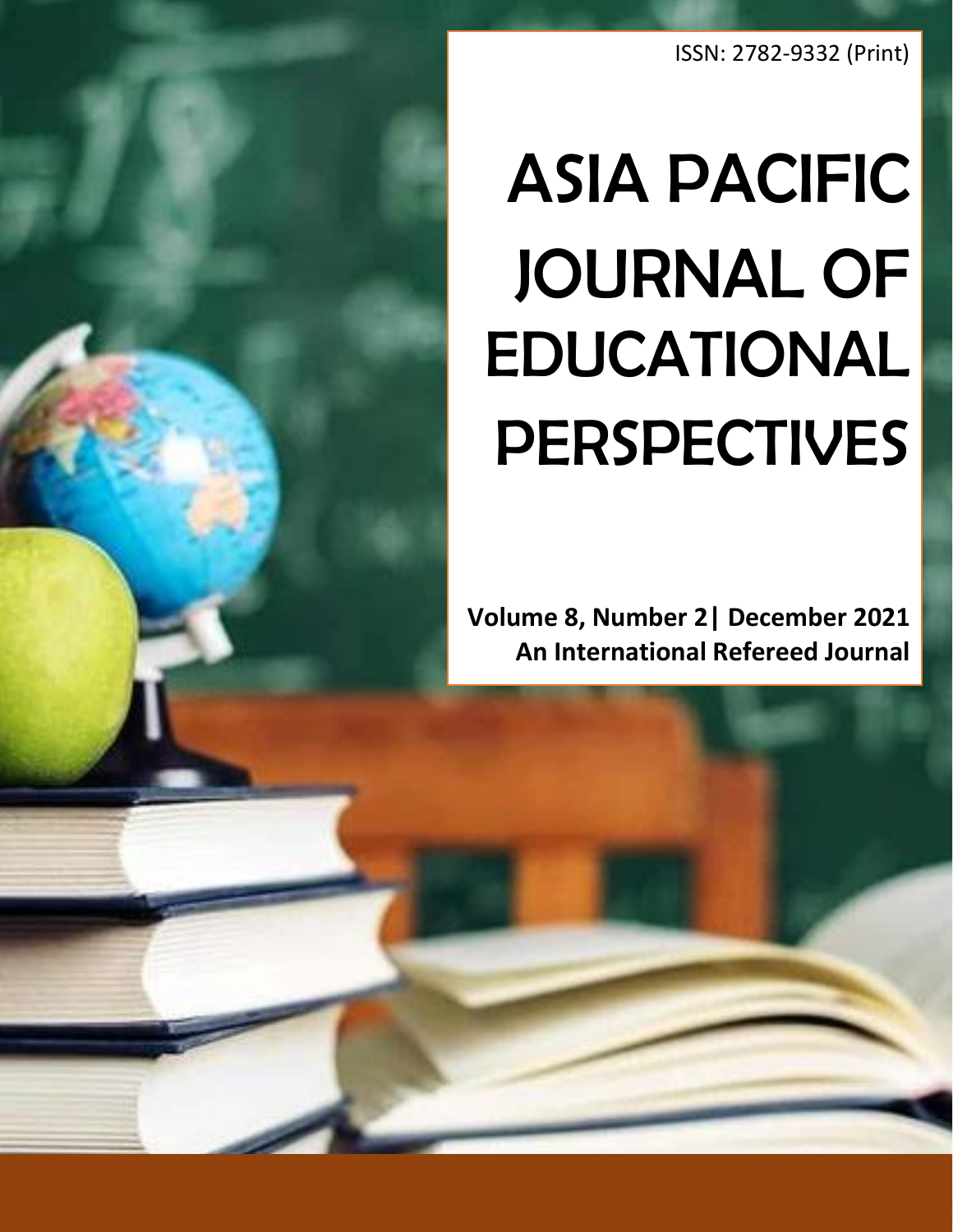ISSN: 2782-9332 (Print)

# ASIA PACIFIC JOURNAL OF EDUCATIONAL PERSPECTIVES

**Volume 8, Number 2| December 2021**
**An International Refereed Journal**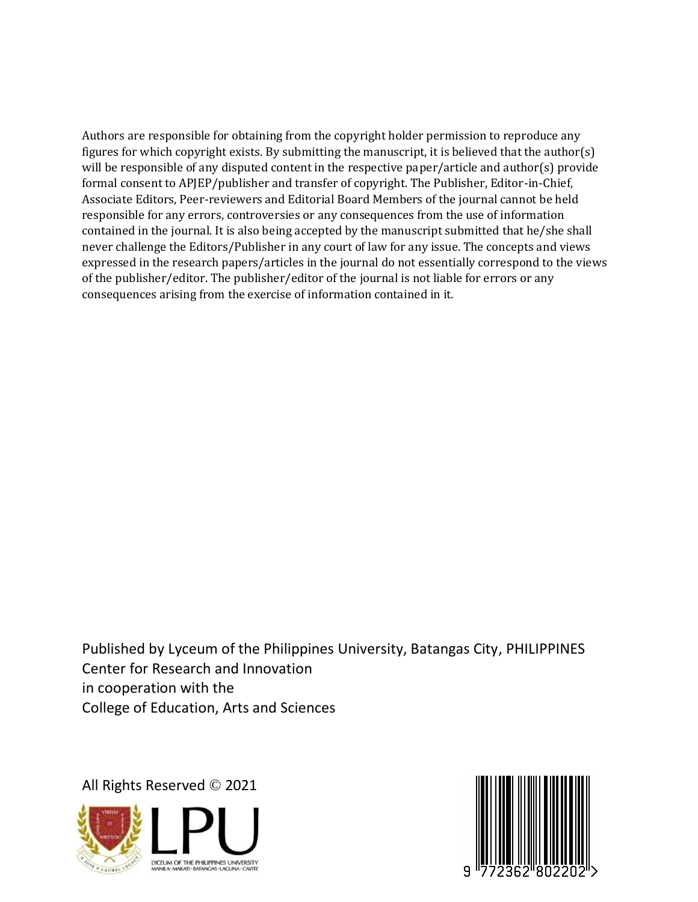Authors are responsible for obtaining from the copyright holder permission to reproduce any figures for which copyright exists. By submitting the manuscript, it is believed that the author(s) will be responsible of any disputed content in the respective paper/article and author(s) provide formal consent to APJEP/publisher and transfer of copyright. The Publisher, Editor-in-Chief, Associate Editors, Peer-reviewers and Editorial Board Members of the journal cannot be held responsible for any errors, controversies or any consequences from the use of information contained in the journal. It is also being accepted by the manuscript submitted that he/she shall never challenge the Editors/Publisher in any court of law for any issue. The concepts and views expressed in the research papers/articles in the journal do not essentially correspond to the views of the publisher/editor. The publisher/editor of the journal is not liable for errors or any consequences arising from the exercise of information contained in it.

Published by Lyceum of the Philippines University, Batangas City, PHILIPPINES
Center for Research and Innovation
in cooperation with the
College of Education, Arts and Sciences

All Rights Reserved © 2021

LPU
LYCEUM OF THE PHILIPPINES UNIVERSITY
MANILA · MAKATI · BATANGAS · LAGUNA · CAVITE

9 772362 802202